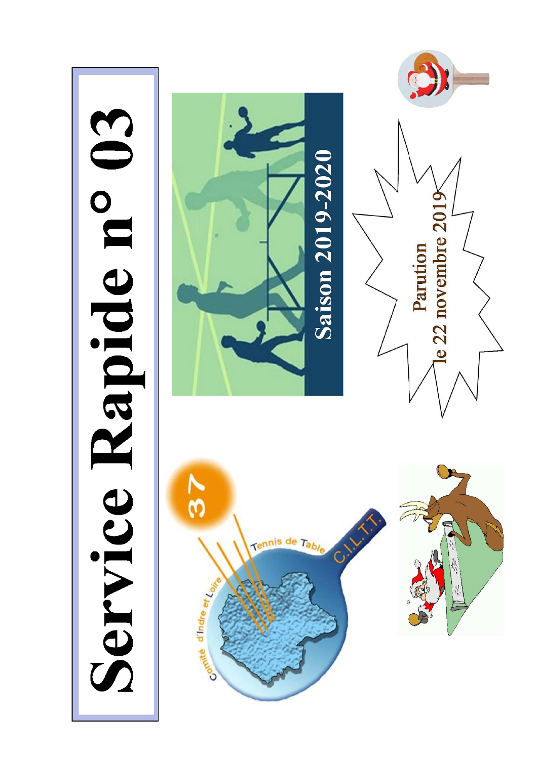# Service Rapide n° 03

Saison 2019-2020

Parution
le 22 novembre 2019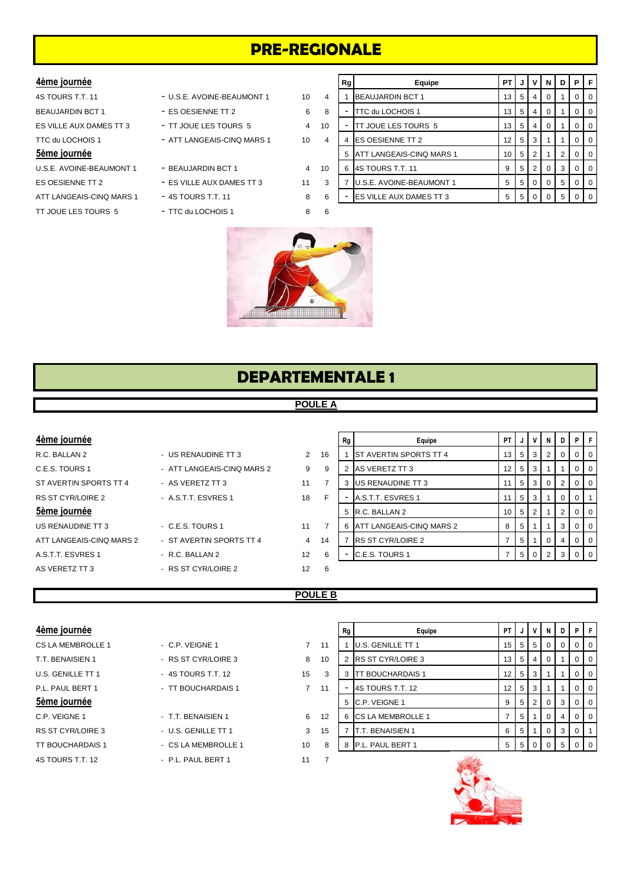# PRE-REGIONALE

### 4ème journée

| | | | |
|---|---|---|---|
| 4S TOURS T.T. 11 | - U.S.E. AVOINE-BEAUMONT 1 | 10 | 4 |
| BEAUJARDIN BCT 1 | - ES OESIENNE TT 2 | 6 | 8 |
| ES VILLE AUX DAMES TT 3 | - TT JOUE LES TOURS 5 | 4 | 10 |
| TTC du LOCHOIS 1 | - ATT LANGEAIS-CINQ MARS 1 | 10 | 4 |

### 5ème journée

| | | | |
|---|---|---|---|
| U.S.E. AVOINE-BEAUMONT 1 | - BEAUJARDIN BCT 1 | 4 | 10 |
| ES OESIENNE TT 2 | - ES VILLE AUX DAMES TT 3 | 11 | 3 |
| ATT LANGEAIS-CINQ MARS 1 | - 4S TOURS T.T. 11 | 8 | 6 |
| TT JOUE LES TOURS 5 | - TTC du LOCHOIS 1 | 8 | 6 |

| Rg | Equipe | PT | J | V | N | D | P | F |
|---|---|---|---|---|---|---|---|---|
| 1 | BEAUJARDIN BCT 1 | 13 | 5 | 4 | 0 | 1 | 0 | 0 |
| - | TTC du LOCHOIS 1 | 13 | 5 | 4 | 0 | 1 | 0 | 0 |
| - | TT JOUE LES TOURS 5 | 13 | 5 | 4 | 0 | 1 | 0 | 0 |
| 4 | ES OESIENNE TT 2 | 12 | 5 | 3 | 1 | 1 | 0 | 0 |
| 5 | ATT LANGEAIS-CINQ MARS 1 | 10 | 5 | 2 | 1 | 2 | 0 | 0 |
| 6 | 4S TOURS T.T. 11 | 9 | 5 | 2 | 0 | 3 | 0 | 0 |
| 7 | U.S.E. AVOINE-BEAUMONT 1 | 5 | 5 | 0 | 0 | 5 | 0 | 0 |
| - | ES VILLE AUX DAMES TT 3 | 5 | 5 | 0 | 0 | 5 | 0 | 0 |

# DEPARTEMENTALE 1

## POULE A

### 4ème journée

| | | | |
|---|---|---|---|
| R.C. BALLAN 2 | - US RENAUDINE TT 3 | 2 | 16 |
| C.E.S. TOURS 1 | - ATT LANGEAIS-CINQ MARS 2 | 9 | 9 |
| ST AVERTIN SPORTS TT 4 | - AS VERETZ TT 3 | 11 | 7 |
| RS ST CYR/LOIRE 2 | - A.S.T.T. ESVRES 1 | 18 | F |

### 5ème journée

| | | | |
|---|---|---|---|
| US RENAUDINE TT 3 | - C.E.S. TOURS 1 | 11 | 7 |
| ATT LANGEAIS-CINQ MARS 2 | - ST AVERTIN SPORTS TT 4 | 4 | 14 |
| A.S.T.T. ESVRES 1 | - R.C. BALLAN 2 | 12 | 6 |
| AS VERETZ TT 3 | - RS ST CYR/LOIRE 2 | 12 | 6 |

| Rg | Equipe | PT | J | V | N | D | P | F |
|---|---|---|---|---|---|---|---|---|
| 1 | ST AVERTIN SPORTS TT 4 | 13 | 5 | 3 | 2 | 0 | 0 | 0 |
| 2 | AS VERETZ TT 3 | 12 | 5 | 3 | 1 | 1 | 0 | 0 |
| 3 | US RENAUDINE TT 3 | 11 | 5 | 3 | 0 | 2 | 0 | 0 |
| - | A.S.T.T. ESVRES 1 | 11 | 5 | 3 | 1 | 0 | 0 | 1 |
| 5 | R.C. BALLAN 2 | 10 | 5 | 2 | 1 | 2 | 0 | 0 |
| 6 | ATT LANGEAIS-CINQ MARS 2 | 8 | 5 | 1 | 1 | 3 | 0 | 0 |
| 7 | RS ST CYR/LOIRE 2 | 7 | 5 | 1 | 0 | 4 | 0 | 0 |
| - | C.E.S. TOURS 1 | 7 | 5 | 0 | 2 | 3 | 0 | 0 |

## POULE B

### 4ème journée

| | | | |
|---|---|---|---|
| CS LA MEMBROLLE 1 | - C.P. VEIGNE 1 | 7 | 11 |
| T.T. BENAISIEN 1 | - RS ST CYR/LOIRE 3 | 8 | 10 |
| U.S. GENILLE TT 1 | - 4S TOURS T.T. 12 | 15 | 3 |
| P.L. PAUL BERT 1 | - TT BOUCHARDAIS 1 | 7 | 11 |

### 5ème journée

| | | | |
|---|---|---|---|
| C.P. VEIGNE 1 | - T.T. BENAISIEN 1 | 6 | 12 |
| RS ST CYR/LOIRE 3 | - U.S. GENILLE TT 1 | 3 | 15 |
| TT BOUCHARDAIS 1 | - CS LA MEMBROLLE 1 | 10 | 8 |
| 4S TOURS T.T. 12 | - P.L. PAUL BERT 1 | 11 | 7 |

| Rg | Equipe | PT | J | V | N | D | P | F |
|---|---|---|---|---|---|---|---|---|
| 1 | U.S. GENILLE TT 1 | 15 | 5 | 5 | 0 | 0 | 0 | 0 |
| 2 | RS ST CYR/LOIRE 3 | 13 | 5 | 4 | 0 | 1 | 0 | 0 |
| 3 | TT BOUCHARDAIS 1 | 12 | 5 | 3 | 1 | 1 | 0 | 0 |
| - | 4S TOURS T.T. 12 | 12 | 5 | 3 | 1 | 1 | 0 | 0 |
| 5 | C.P. VEIGNE 1 | 9 | 5 | 2 | 0 | 3 | 0 | 0 |
| 6 | CS LA MEMBROLLE 1 | 7 | 5 | 1 | 0 | 4 | 0 | 0 |
| 7 | T.T. BENAISIEN 1 | 6 | 5 | 1 | 0 | 3 | 0 | 1 |
| 8 | P.L. PAUL BERT 1 | 5 | 5 | 0 | 0 | 5 | 0 | 0 |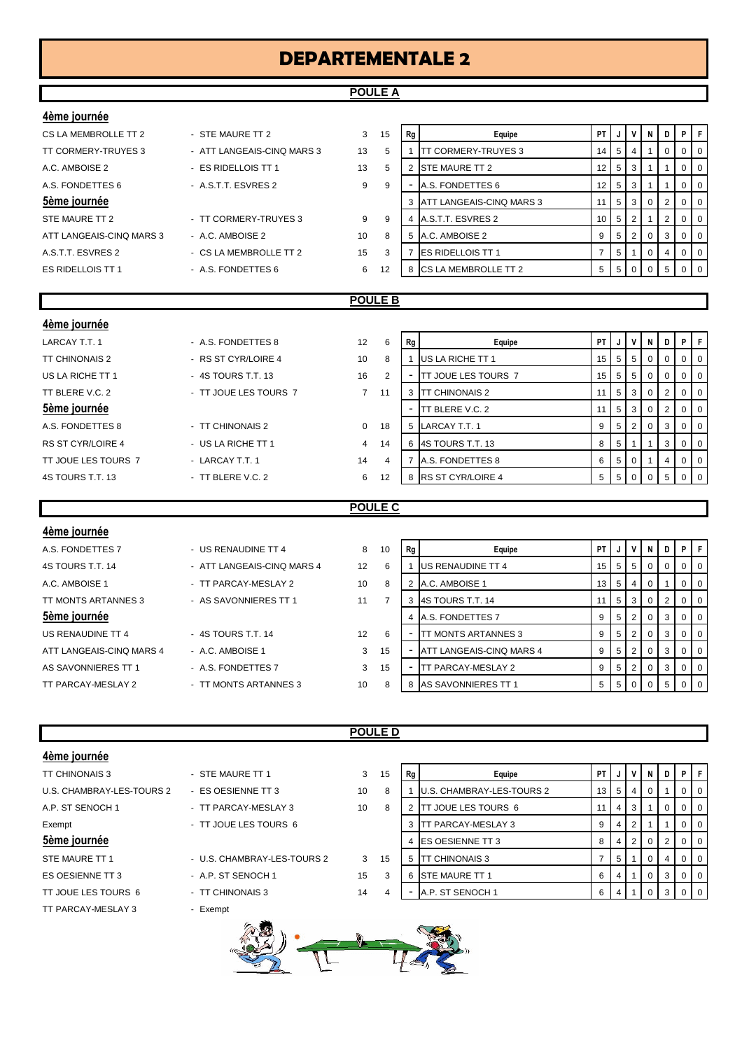# DEPARTEMENTALE 2

## POULE A

### 4ème journée

| Équipe 1 | Équipe 2 | Score 1 | Score 2 |
|---|---|---|---|
| CS LA MEMBROLLE TT 2 | - STE MAURE TT 2 | 3 | 15 |
| TT CORMERY-TRUYES 3 | - ATT LANGEAIS-CINQ MARS 3 | 13 | 5 |
| A.C. AMBOISE 2 | - ES RIDELLOIS TT 1 | 13 | 5 |
| A.S. FONDETTES 6 | - A.S.T.T. ESVRES 2 | 9 | 9 |

### 5ème journée

| Équipe 1 | Équipe 2 | Score 1 | Score 2 |
|---|---|---|---|
| STE MAURE TT 2 | - TT CORMERY-TRUYES 3 | 9 | 9 |
| ATT LANGEAIS-CINQ MARS 3 | - A.C. AMBOISE 2 | 10 | 8 |
| A.S.T.T. ESVRES 2 | - CS LA MEMBROLLE TT 2 | 15 | 3 |
| ES RIDELLOIS TT 1 | - A.S. FONDETTES 6 | 6 | 12 |

| Rg | Equipe | PT | J | V | N | D | P | F |
|---|---|---|---|---|---|---|---|---|
| 1 | TT CORMERY-TRUYES 3 | 14 | 5 | 4 | 1 | 0 | 0 | 0 |
| 2 | STE MAURE TT 2 | 12 | 5 | 3 | 1 | 1 | 0 | 0 |
| - | A.S. FONDETTES 6 | 12 | 5 | 3 | 1 | 1 | 0 | 0 |
| 3 | ATT LANGEAIS-CINQ MARS 3 | 11 | 5 | 3 | 0 | 2 | 0 | 0 |
| 4 | A.S.T.T. ESVRES 2 | 10 | 5 | 2 | 1 | 2 | 0 | 0 |
| 5 | A.C. AMBOISE 2 | 9 | 5 | 2 | 0 | 3 | 0 | 0 |
| 7 | ES RIDELLOIS TT 1 | 7 | 5 | 1 | 0 | 4 | 0 | 0 |
| 8 | CS LA MEMBROLLE TT 2 | 5 | 5 | 0 | 0 | 5 | 0 | 0 |

## POULE B

### 4ème journée

| Équipe 1 | Équipe 2 | Score 1 | Score 2 |
|---|---|---|---|
| LARCAY T.T. 1 | - A.S. FONDETTES 8 | 12 | 6 |
| TT CHINONAIS 2 | - RS ST CYR/LOIRE 4 | 10 | 8 |
| US LA RICHE TT 1 | - 4S TOURS T.T. 13 | 16 | 2 |
| TT BLERE V.C. 2 | - TT JOUE LES TOURS 7 | 7 | 11 |

### 5ème journée

| Équipe 1 | Équipe 2 | Score 1 | Score 2 |
|---|---|---|---|
| A.S. FONDETTES 8 | - TT CHINONAIS 2 | 0 | 18 |
| RS ST CYR/LOIRE 4 | - US LA RICHE TT 1 | 4 | 14 |
| TT JOUE LES TOURS 7 | - LARCAY T.T. 1 | 14 | 4 |
| 4S TOURS T.T. 13 | - TT BLERE V.C. 2 | 6 | 12 |

| Rg | Equipe | PT | J | V | N | D | P | F |
|---|---|---|---|---|---|---|---|---|
| 1 | US LA RICHE TT 1 | 15 | 5 | 5 | 0 | 0 | 0 | 0 |
| - | TT JOUE LES TOURS 7 | 15 | 5 | 5 | 0 | 0 | 0 | 0 |
| 3 | TT CHINONAIS 2 | 11 | 5 | 3 | 0 | 2 | 0 | 0 |
| - | TT BLERE V.C. 2 | 11 | 5 | 3 | 0 | 2 | 0 | 0 |
| 5 | LARCAY T.T. 1 | 9 | 5 | 2 | 0 | 3 | 0 | 0 |
| 6 | 4S TOURS T.T. 13 | 8 | 5 | 1 | 1 | 3 | 0 | 0 |
| 7 | A.S. FONDETTES 8 | 6 | 5 | 0 | 1 | 4 | 0 | 0 |
| 8 | RS ST CYR/LOIRE 4 | 5 | 5 | 0 | 0 | 5 | 0 | 0 |

## POULE C

### 4ème journée

| Équipe 1 | Équipe 2 | Score 1 | Score 2 |
|---|---|---|---|
| A.S. FONDETTES 7 | - US RENAUDINE TT 4 | 8 | 10 |
| 4S TOURS T.T. 14 | - ATT LANGEAIS-CINQ MARS 4 | 12 | 6 |
| A.C. AMBOISE 1 | - TT PARCAY-MESLAY 2 | 10 | 8 |
| TT MONTS ARTANNES 3 | - AS SAVONNIERES TT 1 | 11 | 7 |

### 5ème journée

| Équipe 1 | Équipe 2 | Score 1 | Score 2 |
|---|---|---|---|
| US RENAUDINE TT 4 | - 4S TOURS T.T. 14 | 12 | 6 |
| ATT LANGEAIS-CINQ MARS 4 | - A.C. AMBOISE 1 | 3 | 15 |
| AS SAVONNIERES TT 1 | - A.S. FONDETTES 7 | 3 | 15 |
| TT PARCAY-MESLAY 2 | - TT MONTS ARTANNES 3 | 10 | 8 |

| Rg | Equipe | PT | J | V | N | D | P | F |
|---|---|---|---|---|---|---|---|---|
| 1 | US RENAUDINE TT 4 | 15 | 5 | 5 | 0 | 0 | 0 | 0 |
| 2 | A.C. AMBOISE 1 | 13 | 5 | 4 | 0 | 1 | 0 | 0 |
| 3 | 4S TOURS T.T. 14 | 11 | 5 | 3 | 0 | 2 | 0 | 0 |
| 4 | A.S. FONDETTES 7 | 9 | 5 | 2 | 0 | 3 | 0 | 0 |
| - | TT MONTS ARTANNES 3 | 9 | 5 | 2 | 0 | 3 | 0 | 0 |
| - | ATT LANGEAIS-CINQ MARS 4 | 9 | 5 | 2 | 0 | 3 | 0 | 0 |
| - | TT PARCAY-MESLAY 2 | 9 | 5 | 2 | 0 | 3 | 0 | 0 |
| 8 | AS SAVONNIERES TT 1 | 5 | 5 | 0 | 0 | 5 | 0 | 0 |

## POULE D

### 4ème journée

| Équipe 1 | Équipe 2 | Score 1 | Score 2 |
|---|---|---|---|
| TT CHINONAIS 3 | - STE MAURE TT 1 | 3 | 15 |
| U.S. CHAMBRAY-LES-TOURS 2 | - ES OESIENNE TT 3 | 10 | 8 |
| A.P. ST SENOCH 1 | - TT PARCAY-MESLAY 3 | 10 | 8 |
| Exempt | - TT JOUE LES TOURS 6 | | |

### 5ème journée

| Équipe 1 | Équipe 2 | Score 1 | Score 2 |
|---|---|---|---|
| STE MAURE TT 1 | - U.S. CHAMBRAY-LES-TOURS 2 | 3 | 15 |
| ES OESIENNE TT 3 | - A.P. ST SENOCH 1 | 15 | 3 |
| TT JOUE LES TOURS 6 | - TT CHINONAIS 3 | 14 | 4 |
| TT PARCAY-MESLAY 3 | - Exempt | | |

| Rg | Equipe | PT | J | V | N | D | P | F |
|---|---|---|---|---|---|---|---|---|
| 1 | U.S. CHAMBRAY-LES-TOURS 2 | 13 | 5 | 4 | 0 | 1 | 0 | 0 |
| 2 | TT JOUE LES TOURS 6 | 11 | 4 | 3 | 1 | 0 | 0 | 0 |
| 3 | TT PARCAY-MESLAY 3 | 9 | 4 | 2 | 1 | 1 | 0 | 0 |
| 4 | ES OESIENNE TT 3 | 8 | 4 | 2 | 0 | 2 | 0 | 0 |
| 5 | TT CHINONAIS 3 | 7 | 5 | 1 | 0 | 4 | 0 | 0 |
| 6 | STE MAURE TT 1 | 6 | 4 | 1 | 0 | 3 | 0 | 0 |
| - | A.P. ST SENOCH 1 | 6 | 4 | 1 | 0 | 3 | 0 | 0 |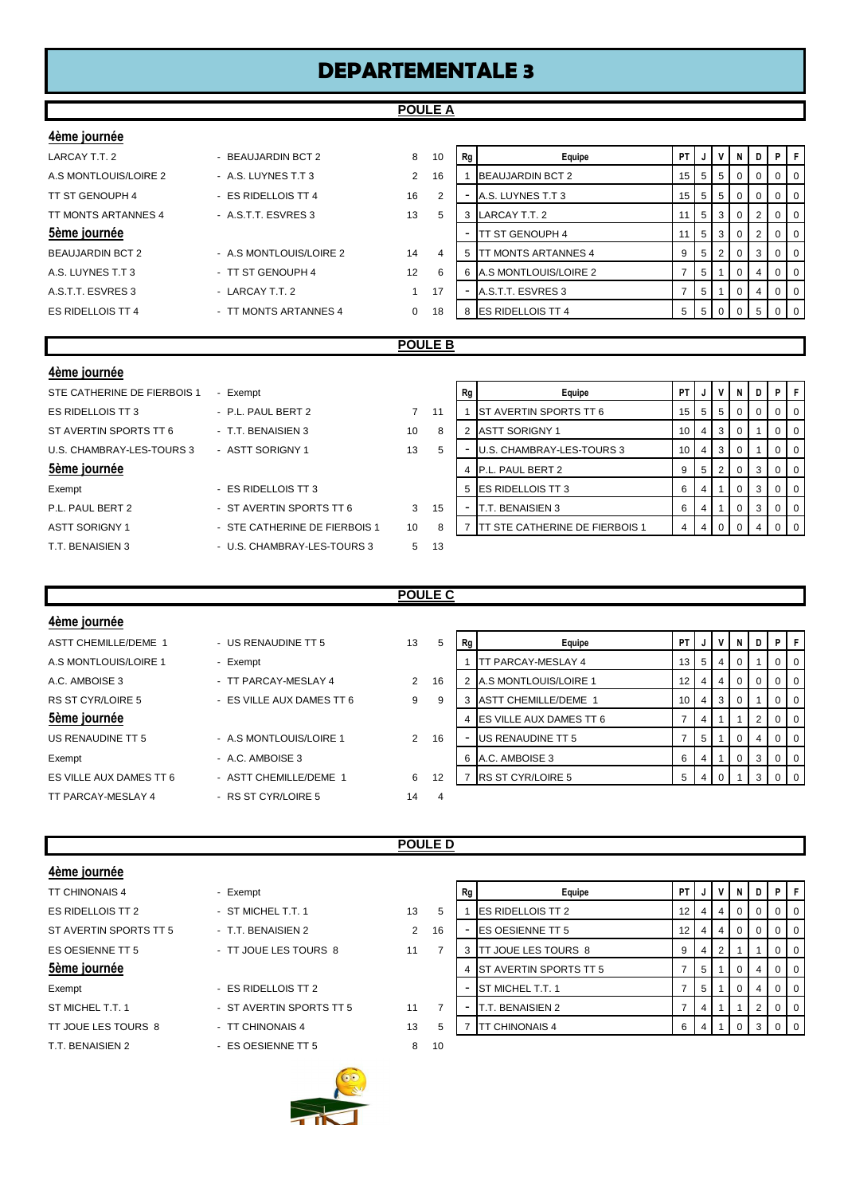# DEPARTEMENTALE 3

## POULE A

**4ème journée**

| | | | |
|---|---|---|---|
| LARCAY T.T. 2 | - BEAUJARDIN BCT 2 | 8 | 10 |
| A.S MONTLOUIS/LOIRE 2 | - A.S. LUYNES T.T 3 | 2 | 16 |
| TT ST GENOUPH 4 | - ES RIDELLOIS TT 4 | 16 | 2 |
| TT MONTS ARTANNES 4 | - A.S.T.T. ESVRES 3 | 13 | 5 |

**5ème journée**

| | | | |
|---|---|---|---|
| BEAUJARDIN BCT 2 | - A.S MONTLOUIS/LOIRE 2 | 14 | 4 |
| A.S. LUYNES T.T 3 | - TT ST GENOUPH 4 | 12 | 6 |
| A.S.T.T. ESVRES 3 | - LARCAY T.T. 2 | 1 | 17 |
| ES RIDELLOIS TT 4 | - TT MONTS ARTANNES 4 | 0 | 18 |

| Rg | Equipe | PT | J | V | N | D | P | F |
|---|---|---|---|---|---|---|---|---|
| 1 | BEAUJARDIN BCT 2 | 15 | 5 | 5 | 0 | 0 | 0 | 0 |
| - | A.S. LUYNES T.T 3 | 15 | 5 | 5 | 0 | 0 | 0 | 0 |
| 3 | LARCAY T.T. 2 | 11 | 5 | 3 | 0 | 2 | 0 | 0 |
| - | TT ST GENOUPH 4 | 11 | 5 | 3 | 0 | 2 | 0 | 0 |
| 5 | TT MONTS ARTANNES 4 | 9 | 5 | 2 | 0 | 3 | 0 | 0 |
| 6 | A.S MONTLOUIS/LOIRE 2 | 7 | 5 | 1 | 0 | 4 | 0 | 0 |
| - | A.S.T.T. ESVRES 3 | 7 | 5 | 1 | 0 | 4 | 0 | 0 |
| 8 | ES RIDELLOIS TT 4 | 5 | 5 | 0 | 0 | 5 | 0 | 0 |

## POULE B

**4ème journée**

| | | | |
|---|---|---|---|
| STE CATHERINE DE FIERBOIS 1 | - Exempt | | |
| ES RIDELLOIS TT 3 | - P.L. PAUL BERT 2 | 7 | 11 |
| ST AVERTIN SPORTS TT 6 | - T.T. BENAISIEN 3 | 10 | 8 |
| U.S. CHAMBRAY-LES-TOURS 3 | - ASTT SORIGNY 1 | 13 | 5 |

**5ème journée**

| | | | |
|---|---|---|---|
| Exempt | - ES RIDELLOIS TT 3 | | |
| P.L. PAUL BERT 2 | - ST AVERTIN SPORTS TT 6 | 3 | 15 |
| ASTT SORIGNY 1 | - STE CATHERINE DE FIERBOIS 1 | 10 | 8 |
| T.T. BENAISIEN 3 | - U.S. CHAMBRAY-LES-TOURS 3 | 5 | 13 |

| Rg | Equipe | PT | J | V | N | D | P | F |
|---|---|---|---|---|---|---|---|---|
| 1 | ST AVERTIN SPORTS TT 6 | 15 | 5 | 5 | 0 | 0 | 0 | 0 |
| 2 | ASTT SORIGNY 1 | 10 | 4 | 3 | 0 | 1 | 0 | 0 |
| - | U.S. CHAMBRAY-LES-TOURS 3 | 10 | 4 | 3 | 0 | 1 | 0 | 0 |
| 4 | P.L. PAUL BERT 2 | 9 | 5 | 2 | 0 | 3 | 0 | 0 |
| 5 | ES RIDELLOIS TT 3 | 6 | 4 | 1 | 0 | 3 | 0 | 0 |
| - | T.T. BENAISIEN 3 | 6 | 4 | 1 | 0 | 3 | 0 | 0 |
| 7 | TT STE CATHERINE DE FIERBOIS 1 | 4 | 4 | 0 | 0 | 4 | 0 | 0 |

## POULE C

**4ème journée**

| | | | |
|---|---|---|---|
| ASTT CHEMILLE/DEME 1 | - US RENAUDINE TT 5 | 13 | 5 |
| A.S MONTLOUIS/LOIRE 1 | - Exempt | | |
| A.C. AMBOISE 3 | - TT PARCAY-MESLAY 4 | 2 | 16 |
| RS ST CYR/LOIRE 5 | - ES VILLE AUX DAMES TT 6 | 9 | 9 |

**5ème journée**

| | | | |
|---|---|---|---|
| US RENAUDINE TT 5 | - A.S MONTLOUIS/LOIRE 1 | 2 | 16 |
| Exempt | - A.C. AMBOISE 3 | | |
| ES VILLE AUX DAMES TT 6 | - ASTT CHEMILLE/DEME 1 | 6 | 12 |
| TT PARCAY-MESLAY 4 | - RS ST CYR/LOIRE 5 | 14 | 4 |

| Rg | Equipe | PT | J | V | N | D | P | F |
|---|---|---|---|---|---|---|---|---|
| 1 | TT PARCAY-MESLAY 4 | 13 | 5 | 4 | 0 | 1 | 0 | 0 |
| 2 | A.S MONTLOUIS/LOIRE 1 | 12 | 4 | 4 | 0 | 0 | 0 | 0 |
| 3 | ASTT CHEMILLE/DEME 1 | 10 | 4 | 3 | 0 | 1 | 0 | 0 |
| 4 | ES VILLE AUX DAMES TT 6 | 7 | 4 | 1 | 1 | 2 | 0 | 0 |
| - | US RENAUDINE TT 5 | 7 | 5 | 1 | 0 | 4 | 0 | 0 |
| 6 | A.C. AMBOISE 3 | 6 | 4 | 1 | 0 | 3 | 0 | 0 |
| 7 | RS ST CYR/LOIRE 5 | 5 | 4 | 0 | 1 | 3 | 0 | 0 |

## POULE D

**4ème journée**

| | | | |
|---|---|---|---|
| TT CHINONAIS 4 | - Exempt | | |
| ES RIDELLOIS TT 2 | - ST MICHEL T.T. 1 | 13 | 5 |
| ST AVERTIN SPORTS TT 5 | - T.T. BENAISIEN 2 | 2 | 16 |
| ES OESIENNE TT 5 | - TT JOUE LES TOURS 8 | 11 | 7 |

**5ème journée**

| | | | |
|---|---|---|---|
| Exempt | - ES RIDELLOIS TT 2 | | |
| ST MICHEL T.T. 1 | - ST AVERTIN SPORTS TT 5 | 11 | 7 |
| TT JOUE LES TOURS 8 | - TT CHINONAIS 4 | 13 | 5 |
| T.T. BENAISIEN 2 | - ES OESIENNE TT 5 | 8 | 10 |

| Rg | Equipe | PT | J | V | N | D | P | F |
|---|---|---|---|---|---|---|---|---|
| 1 | ES RIDELLOIS TT 2 | 12 | 4 | 4 | 0 | 0 | 0 | 0 |
| - | ES OESIENNE TT 5 | 12 | 4 | 4 | 0 | 0 | 0 | 0 |
| 3 | TT JOUE LES TOURS 8 | 9 | 4 | 2 | 1 | 1 | 0 | 0 |
| 4 | ST AVERTIN SPORTS TT 5 | 7 | 5 | 1 | 0 | 4 | 0 | 0 |
| - | ST MICHEL T.T. 1 | 7 | 5 | 1 | 0 | 4 | 0 | 0 |
| - | T.T. BENAISIEN 2 | 7 | 4 | 1 | 1 | 2 | 0 | 0 |
| 7 | TT CHINONAIS 4 | 6 | 4 | 1 | 0 | 3 | 0 | 0 |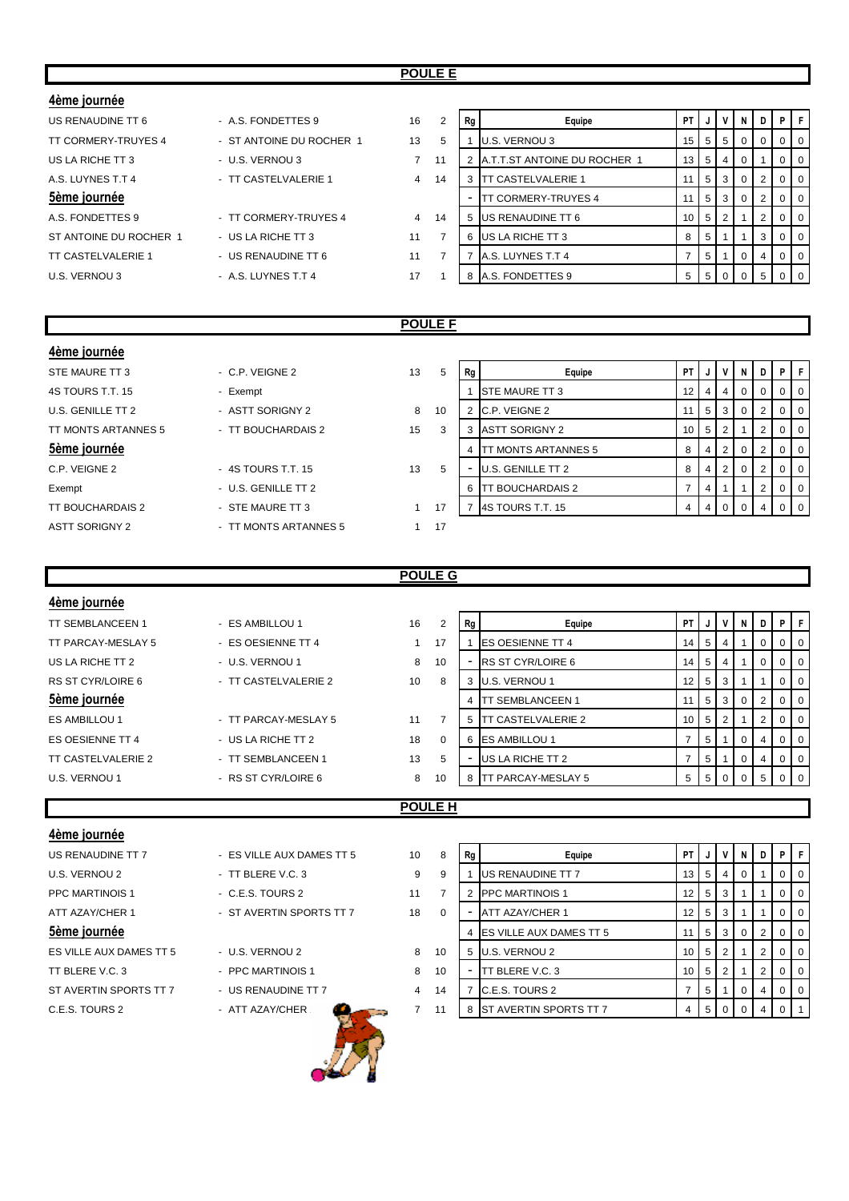## POULE E

### 4ème journée

| Équipe 1 | Équipe 2 | Score 1 | Score 2 |
|---|---|---|---|
| US RENAUDINE TT 6 | - A.S. FONDETTES 9 | 16 | 2 |
| TT CORMERY-TRUYES 4 | - ST ANTOINE DU ROCHER 1 | 13 | 5 |
| US LA RICHE TT 3 | - U.S. VERNOU 3 | 7 | 11 |
| A.S. LUYNES T.T 4 | - TT CASTELVALERIE 1 | 4 | 14 |

### 5ème journée

| Équipe 1 | Équipe 2 | Score 1 | Score 2 |
|---|---|---|---|
| A.S. FONDETTES 9 | - TT CORMERY-TRUYES 4 | 4 | 14 |
| ST ANTOINE DU ROCHER 1 | - US LA RICHE TT 3 | 11 | 7 |
| TT CASTELVALERIE 1 | - US RENAUDINE TT 6 | 11 | 7 |
| U.S. VERNOU 3 | - A.S. LUYNES T.T 4 | 17 | 1 |

| Rg | Equipe | PT | J | V | N | D | P | F |
|---|---|---|---|---|---|---|---|---|
| 1 | U.S. VERNOU 3 | 15 | 5 | 5 | 0 | 0 | 0 | 0 |
| 2 | A.T.T.ST ANTOINE DU ROCHER 1 | 13 | 5 | 4 | 0 | 1 | 0 | 0 |
| 3 | TT CASTELVALERIE 1 | 11 | 5 | 3 | 0 | 2 | 0 | 0 |
| - | TT CORMERY-TRUYES 4 | 11 | 5 | 3 | 0 | 2 | 0 | 0 |
| 5 | US RENAUDINE TT 6 | 10 | 5 | 2 | 1 | 2 | 0 | 0 |
| 6 | US LA RICHE TT 3 | 8 | 5 | 1 | 1 | 3 | 0 | 0 |
| 7 | A.S. LUYNES T.T 4 | 7 | 5 | 1 | 0 | 4 | 0 | 0 |
| 8 | A.S. FONDETTES 9 | 5 | 5 | 0 | 0 | 5 | 0 | 0 |

## POULE F

### 4ème journée

| Équipe 1 | Équipe 2 | Score 1 | Score 2 |
|---|---|---|---|
| STE MAURE TT 3 | - C.P. VEIGNE 2 | 13 | 5 |
| 4S TOURS T.T. 15 | - Exempt | | |
| U.S. GENILLE TT 2 | - ASTT SORIGNY 2 | 8 | 10 |
| TT MONTS ARTANNES 5 | - TT BOUCHARDAIS 2 | 15 | 3 |

### 5ème journée

| Équipe 1 | Équipe 2 | Score 1 | Score 2 |
|---|---|---|---|
| C.P. VEIGNE 2 | - 4S TOURS T.T. 15 | 13 | 5 |
| Exempt | - U.S. GENILLE TT 2 | | |
| TT BOUCHARDAIS 2 | - STE MAURE TT 3 | 1 | 17 |
| ASTT SORIGNY 2 | - TT MONTS ARTANNES 5 | 1 | 17 |

| Rg | Equipe | PT | J | V | N | D | P | F |
|---|---|---|---|---|---|---|---|---|
| 1 | STE MAURE TT 3 | 12 | 4 | 4 | 0 | 0 | 0 | 0 |
| 2 | C.P. VEIGNE 2 | 11 | 5 | 3 | 0 | 2 | 0 | 0 |
| 3 | ASTT SORIGNY 2 | 10 | 5 | 2 | 1 | 2 | 0 | 0 |
| 4 | TT MONTS ARTANNES 5 | 8 | 4 | 2 | 0 | 2 | 0 | 0 |
| - | U.S. GENILLE TT 2 | 8 | 4 | 2 | 0 | 2 | 0 | 0 |
| 6 | TT BOUCHARDAIS 2 | 7 | 4 | 1 | 1 | 2 | 0 | 0 |
| 7 | 4S TOURS T.T. 15 | 4 | 4 | 0 | 0 | 4 | 0 | 0 |

## POULE G

### 4ème journée

| Équipe 1 | Équipe 2 | Score 1 | Score 2 |
|---|---|---|---|
| TT SEMBLANCEEN 1 | - ES AMBILLOU 1 | 16 | 2 |
| TT PARCAY-MESLAY 5 | - ES OESIENNE TT 4 | 1 | 17 |
| US LA RICHE TT 2 | - U.S. VERNOU 1 | 8 | 10 |
| RS ST CYR/LOIRE 6 | - TT CASTELVALERIE 2 | 10 | 8 |

### 5ème journée

| Équipe 1 | Équipe 2 | Score 1 | Score 2 |
|---|---|---|---|
| ES AMBILLOU 1 | - TT PARCAY-MESLAY 5 | 11 | 7 |
| ES OESIENNE TT 4 | - US LA RICHE TT 2 | 18 | 0 |
| TT CASTELVALERIE 2 | - TT SEMBLANCEEN 1 | 13 | 5 |
| U.S. VERNOU 1 | - RS ST CYR/LOIRE 6 | 8 | 10 |

| Rg | Equipe | PT | J | V | N | D | P | F |
|---|---|---|---|---|---|---|---|---|
| 1 | ES OESIENNE TT 4 | 14 | 5 | 4 | 1 | 0 | 0 | 0 |
| - | RS ST CYR/LOIRE 6 | 14 | 5 | 4 | 1 | 0 | 0 | 0 |
| 3 | U.S. VERNOU 1 | 12 | 5 | 3 | 1 | 1 | 0 | 0 |
| 4 | TT SEMBLANCEEN 1 | 11 | 5 | 3 | 0 | 2 | 0 | 0 |
| 5 | TT CASTELVALERIE 2 | 10 | 5 | 2 | 1 | 2 | 0 | 0 |
| 6 | ES AMBILLOU 1 | 7 | 5 | 1 | 0 | 4 | 0 | 0 |
| - | US LA RICHE TT 2 | 7 | 5 | 1 | 0 | 4 | 0 | 0 |
| 8 | TT PARCAY-MESLAY 5 | 5 | 5 | 0 | 0 | 5 | 0 | 0 |

## POULE H

### 4ème journée

| Équipe 1 | Équipe 2 | Score 1 | Score 2 |
|---|---|---|---|
| US RENAUDINE TT 7 | - ES VILLE AUX DAMES TT 5 | 10 | 8 |
| U.S. VERNOU 2 | - TT BLERE V.C. 3 | 9 | 9 |
| PPC MARTINOIS 1 | - C.E.S. TOURS 2 | 11 | 7 |
| ATT AZAY/CHER 1 | - ST AVERTIN SPORTS TT 7 | 18 | 0 |

### 5ème journée

| Équipe 1 | Équipe 2 | Score 1 | Score 2 |
|---|---|---|---|
| ES VILLE AUX DAMES TT 5 | - U.S. VERNOU 2 | 8 | 10 |
| TT BLERE V.C. 3 | - PPC MARTINOIS 1 | 8 | 10 |
| ST AVERTIN SPORTS TT 7 | - US RENAUDINE TT 7 | 4 | 14 |
| C.E.S. TOURS 2 | - ATT AZAY/CHER | 7 | 11 |

| Rg | Equipe | PT | J | V | N | D | P | F |
|---|---|---|---|---|---|---|---|---|
| 1 | US RENAUDINE TT 7 | 13 | 5 | 4 | 0 | 1 | 0 | 0 |
| 2 | PPC MARTINOIS 1 | 12 | 5 | 3 | 1 | 1 | 0 | 0 |
| - | ATT AZAY/CHER 1 | 12 | 5 | 3 | 1 | 1 | 0 | 0 |
| 4 | ES VILLE AUX DAMES TT 5 | 11 | 5 | 3 | 0 | 2 | 0 | 0 |
| 5 | U.S. VERNOU 2 | 10 | 5 | 2 | 1 | 2 | 0 | 0 |
| - | TT BLERE V.C. 3 | 10 | 5 | 2 | 1 | 2 | 0 | 0 |
| 7 | C.E.S. TOURS 2 | 7 | 5 | 1 | 0 | 4 | 0 | 0 |
| 8 | ST AVERTIN SPORTS TT 7 | 4 | 5 | 0 | 0 | 4 | 0 | 1 |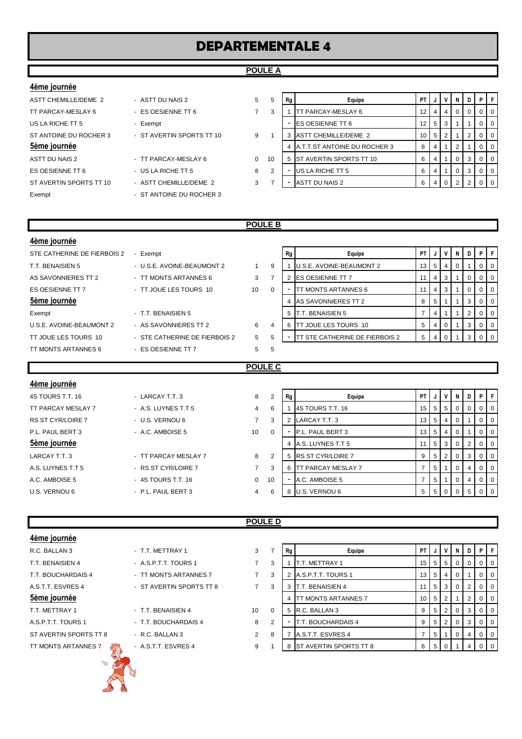# DEPARTEMENTALE 4

## POULE A

**4ème journée**

| Équipe 1 | Équipe 2 | Score 1 | Score 2 |
|---|---|---|---|
| ASTT CHEMILLE/DEME 2 | - ASTT DU NAIS 2 | 5 | 5 |
| TT PARCAY-MESLAY 6 | - ES OESIENNE TT 6 | 7 | 3 |
| US LA RICHE TT 5 | - Exempt | | |
| ST ANTOINE DU ROCHER 3 | - ST AVERTIN SPORTS TT 10 | 9 | 1 |

**5ème journée**

| Équipe 1 | Équipe 2 | Score 1 | Score 2 |
|---|---|---|---|
| ASTT DU NAIS 2 | - TT PARCAY-MESLAY 6 | 0 | 10 |
| ES OESIENNE TT 6 | - US LA RICHE TT 5 | 8 | 2 |
| ST AVERTIN SPORTS TT 10 | - ASTT CHEMILLE/DEME 2 | 3 | 7 |
| Exempt | - ST ANTOINE DU ROCHER 3 | | |

| Rg | Equipe | PT | J | V | N | D | P | F |
|---|---|---|---|---|---|---|---|---|
| 1 | TT PARCAY-MESLAY 6 | 12 | 4 | 4 | 0 | 0 | 0 | 0 |
| - | ES OESIENNE TT 6 | 12 | 5 | 3 | 1 | 1 | 0 | 0 |
| 3 | ASTT CHEMILLE/DEME 2 | 10 | 5 | 2 | 1 | 2 | 0 | 0 |
| 4 | A.T.T.ST ANTOINE DU ROCHER 3 | 8 | 4 | 1 | 2 | 1 | 0 | 0 |
| 5 | ST AVERTIN SPORTS TT 10 | 6 | 4 | 1 | 0 | 3 | 0 | 0 |
| - | US LA RICHE TT 5 | 6 | 4 | 1 | 0 | 3 | 0 | 0 |
| - | ASTT DU NAIS 2 | 6 | 4 | 0 | 2 | 2 | 0 | 0 |

## POULE B

**4ème journée**

| Équipe 1 | Équipe 2 | Score 1 | Score 2 |
|---|---|---|---|
| STE CATHERINE DE FIERBOIS 2 | - Exempt | | |
| T.T. BENAISIEN 5 | - U.S.E. AVOINE-BEAUMONT 2 | 1 | 9 |
| AS SAVONNIERES TT 2 | - TT MONTS ARTANNES 6 | 3 | 7 |
| ES OESIENNE TT 7 | - TT JOUE LES TOURS 10 | 10 | 0 |

**5ème journée**

| Équipe 1 | Équipe 2 | Score 1 | Score 2 |
|---|---|---|---|
| Exempt | - T.T. BENAISIEN 5 | | |
| U.S.E. AVOINE-BEAUMONT 2 | - AS SAVONNIERES TT 2 | 6 | 4 |
| TT JOUE LES TOURS 10 | - STE CATHERINE DE FIERBOIS 2 | 5 | 5 |
| TT MONTS ARTANNES 6 | - ES OESIENNE TT 7 | 5 | 5 |

| Rg | Equipe | PT | J | V | N | D | P | F |
|---|---|---|---|---|---|---|---|---|
| 1 | U.S.E. AVOINE-BEAUMONT 2 | 13 | 5 | 4 | 0 | 1 | 0 | 0 |
| 2 | ES OESIENNE TT 7 | 11 | 4 | 3 | 1 | 0 | 0 | 0 |
| - | TT MONTS ARTANNES 6 | 11 | 4 | 3 | 1 | 0 | 0 | 0 |
| 4 | AS SAVONNIERES TT 2 | 8 | 5 | 1 | 1 | 3 | 0 | 0 |
| 5 | T.T. BENAISIEN 5 | 7 | 4 | 1 | 1 | 2 | 0 | 0 |
| 6 | TT JOUE LES TOURS 10 | 5 | 4 | 0 | 1 | 3 | 0 | 0 |
| - | TT STE CATHERINE DE FIERBOIS 2 | 5 | 4 | 0 | 1 | 3 | 0 | 0 |

## POULE C

**4ème journée**

| Équipe 1 | Équipe 2 | Score 1 | Score 2 |
|---|---|---|---|
| 4S TOURS T.T. 16 | - LARCAY T.T. 3 | 8 | 2 |
| TT PARCAY MESLAY 7 | - A.S. LUYNES T.T 5 | 4 | 6 |
| RS ST CYR/LOIRE 7 | - U.S. VERNOU 6 | 7 | 3 |
| P.L. PAUL BERT 3 | - A.C. AMBOISE 5 | 10 | 0 |

**5ème journée**

| Équipe 1 | Équipe 2 | Score 1 | Score 2 |
|---|---|---|---|
| LARCAY T.T. 3 | - TT PARCAY MESLAY 7 | 8 | 2 |
| A.S. LUYNES T.T 5 | - RS ST CYR/LOIRE 7 | 7 | 3 |
| A.C. AMBOISE 5 | - 4S TOURS T.T. 16 | 0 | 10 |
| U.S. VERNOU 6 | - P.L. PAUL BERT 3 | 4 | 6 |

| Rg | Equipe | PT | J | V | N | D | P | F |
|---|---|---|---|---|---|---|---|---|
| 1 | 4S TOURS T.T. 16 | 15 | 5 | 5 | 0 | 0 | 0 | 0 |
| 2 | LARCAY T.T. 3 | 13 | 5 | 4 | 0 | 1 | 0 | 0 |
| - | P.L. PAUL BERT 3 | 13 | 5 | 4 | 0 | 1 | 0 | 0 |
| 4 | A.S. LUYNES T.T 5 | 11 | 5 | 3 | 0 | 2 | 0 | 0 |
| 5 | RS ST CYR/LOIRE 7 | 9 | 5 | 2 | 0 | 3 | 0 | 0 |
| 6 | TT PARCAY MESLAY 7 | 7 | 5 | 1 | 0 | 4 | 0 | 0 |
| - | A.C. AMBOISE 5 | 7 | 5 | 1 | 0 | 4 | 0 | 0 |
| 8 | U.S. VERNOU 6 | 5 | 5 | 0 | 0 | 5 | 0 | 0 |

## POULE D

**4ème journée**

| Équipe 1 | Équipe 2 | Score 1 | Score 2 |
|---|---|---|---|
| R.C. BALLAN 3 | - T.T. METTRAY 1 | 3 | 7 |
| T.T. BENAISIEN 4 | - A.S.P.T.T. TOURS 1 | 7 | 3 |
| T.T. BOUCHARDAIS 4 | - TT MONTS ARTANNES 7 | 7 | 3 |
| A.S.T.T. ESVRES 4 | - ST AVERTIN SPORTS TT 8 | 7 | 3 |

**5ème journée**

| Équipe 1 | Équipe 2 | Score 1 | Score 2 |
|---|---|---|---|
| T.T. METTRAY 1 | - T.T. BENAISIEN 4 | 10 | 0 |
| A.S.P.T.T. TOURS 1 | - T.T. BOUCHARDAIS 4 | 8 | 2 |
| ST AVERTIN SPORTS TT 8 | - R.C. BALLAN 3 | 2 | 8 |
| TT MONTS ARTANNES 7 | - A.S.T.T. ESVRES 4 | 9 | 1 |

| Rg | Equipe | PT | J | V | N | D | P | F |
|---|---|---|---|---|---|---|---|---|
| 1 | T.T. METTRAY 1 | 15 | 5 | 5 | 0 | 0 | 0 | 0 |
| 2 | A.S.P.T.T. TOURS 1 | 13 | 5 | 4 | 0 | 1 | 0 | 0 |
| 3 | T.T. BENAISIEN 4 | 11 | 5 | 3 | 0 | 2 | 0 | 0 |
| 4 | TT MONTS ARTANNES 7 | 10 | 5 | 2 | 1 | 2 | 0 | 0 |
| 5 | R.C. BALLAN 3 | 9 | 5 | 2 | 0 | 3 | 0 | 0 |
| - | T.T. BOUCHARDAIS 4 | 9 | 5 | 2 | 0 | 3 | 0 | 0 |
| 7 | A.S.T.T. ESVRES 4 | 7 | 5 | 1 | 0 | 4 | 0 | 0 |
| 8 | ST AVERTIN SPORTS TT 8 | 6 | 5 | 0 | 1 | 4 | 0 | 0 |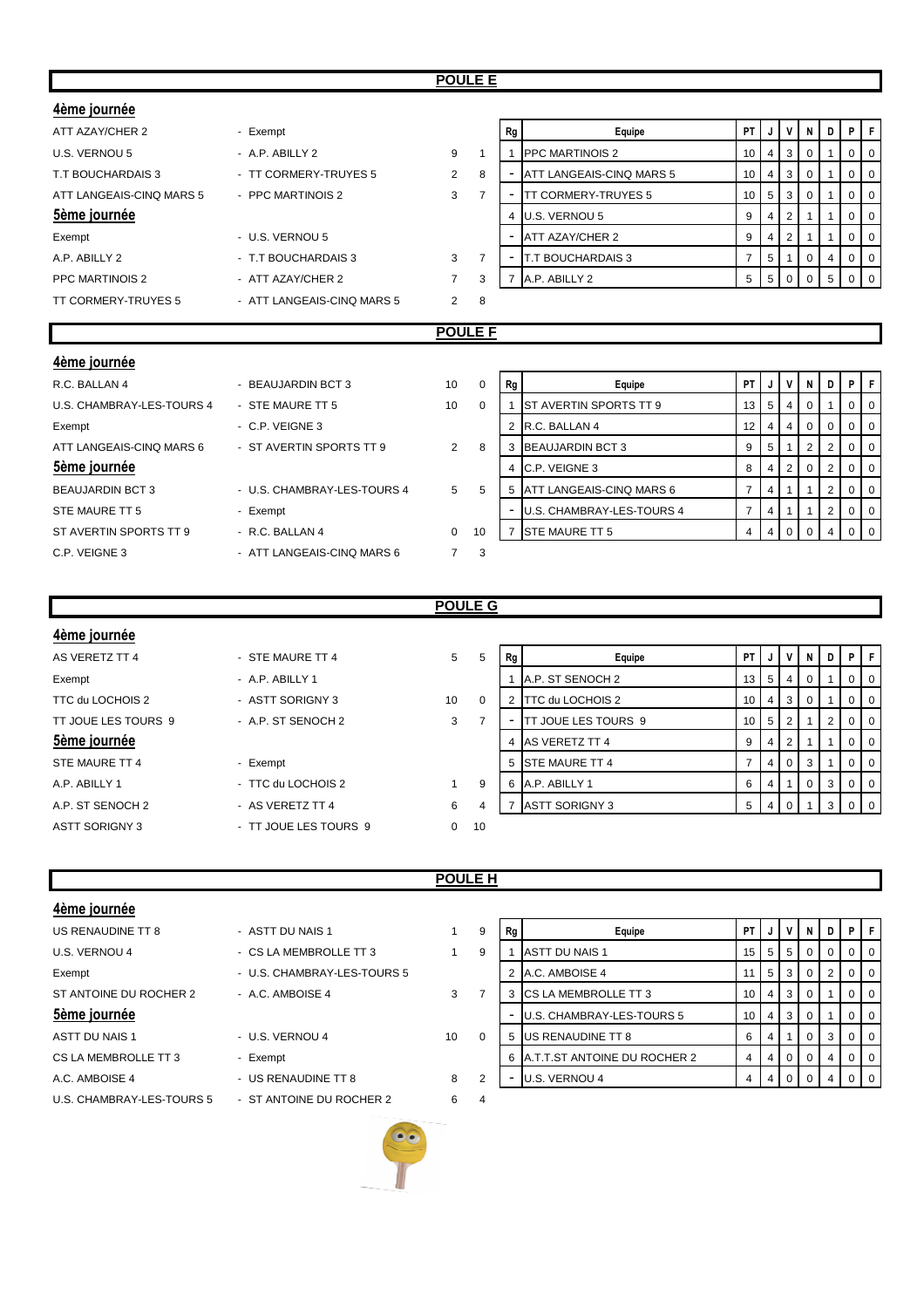## POULE E

**4ème journée**

| | | | |
|---|---|---|---|
| ATT AZAY/CHER 2 | - Exempt | | |
| U.S. VERNOU 5 | - A.P. ABILLY 2 | 9 | 1 |
| T.T BOUCHARDAIS 3 | - TT CORMERY-TRUYES 5 | 2 | 8 |
| ATT LANGEAIS-CINQ MARS 5 | - PPC MARTINOIS 2 | 3 | 7 |

**5ème journée**

| | | | |
|---|---|---|---|
| Exempt | - U.S. VERNOU 5 | | |
| A.P. ABILLY 2 | - T.T BOUCHARDAIS 3 | 3 | 7 |
| PPC MARTINOIS 2 | - ATT AZAY/CHER 2 | 7 | 3 |
| TT CORMERY-TRUYES 5 | - ATT LANGEAIS-CINQ MARS 5 | 2 | 8 |

| Rg | Equipe | PT | J | V | N | D | P | F |
|---|---|---|---|---|---|---|---|---|
| 1 | PPC MARTINOIS 2 | 10 | 4 | 3 | 0 | 1 | 0 | 0 |
| - | ATT LANGEAIS-CINQ MARS 5 | 10 | 4 | 3 | 0 | 1 | 0 | 0 |
| - | TT CORMERY-TRUYES 5 | 10 | 5 | 3 | 0 | 1 | 0 | 0 |
| 4 | U.S. VERNOU 5 | 9 | 4 | 2 | 1 | 1 | 0 | 0 |
| - | ATT AZAY/CHER 2 | 9 | 4 | 2 | 1 | 1 | 0 | 0 |
| - | T.T BOUCHARDAIS 3 | 7 | 5 | 1 | 0 | 4 | 0 | 0 |
| 7 | A.P. ABILLY 2 | 5 | 5 | 0 | 0 | 5 | 0 | 0 |

## POULE F

**4ème journée**

| | | | |
|---|---|---|---|
| R.C. BALLAN 4 | - BEAUJARDIN BCT 3 | 10 | 0 |
| U.S. CHAMBRAY-LES-TOURS 4 | - STE MAURE TT 5 | 10 | 0 |
| Exempt | - C.P. VEIGNE 3 | | |
| ATT LANGEAIS-CINQ MARS 6 | - ST AVERTIN SPORTS TT 9 | 2 | 8 |

**5ème journée**

| | | | |
|---|---|---|---|
| BEAUJARDIN BCT 3 | - U.S. CHAMBRAY-LES-TOURS 4 | 5 | 5 |
| STE MAURE TT 5 | - Exempt | | |
| ST AVERTIN SPORTS TT 9 | - R.C. BALLAN 4 | 0 | 10 |
| C.P. VEIGNE 3 | - ATT LANGEAIS-CINQ MARS 6 | 7 | 3 |

| Rg | Equipe | PT | J | V | N | D | P | F |
|---|---|---|---|---|---|---|---|---|
| 1 | ST AVERTIN SPORTS TT 9 | 13 | 5 | 4 | 0 | 1 | 0 | 0 |
| 2 | R.C. BALLAN 4 | 12 | 4 | 4 | 0 | 0 | 0 | 0 |
| 3 | BEAUJARDIN BCT 3 | 9 | 5 | 1 | 2 | 2 | 0 | 0 |
| 4 | C.P. VEIGNE 3 | 8 | 4 | 2 | 0 | 2 | 0 | 0 |
| 5 | ATT LANGEAIS-CINQ MARS 6 | 7 | 4 | 1 | 1 | 2 | 0 | 0 |
| - | U.S. CHAMBRAY-LES-TOURS 4 | 7 | 4 | 1 | 1 | 2 | 0 | 0 |
| 7 | STE MAURE TT 5 | 4 | 4 | 0 | 0 | 4 | 0 | 0 |

## POULE G

**4ème journée**

| | | | |
|---|---|---|---|
| AS VERETZ TT 4 | - STE MAURE TT 4 | 5 | 5 |
| Exempt | - A.P. ABILLY 1 | | |
| TTC du LOCHOIS 2 | - ASTT SORIGNY 3 | 10 | 0 |
| TT JOUE LES TOURS 9 | - A.P. ST SENOCH 2 | 3 | 7 |

**5ème journée**

| | | | |
|---|---|---|---|
| STE MAURE TT 4 | - Exempt | | |
| A.P. ABILLY 1 | - TTC du LOCHOIS 2 | 1 | 9 |
| A.P. ST SENOCH 2 | - AS VERETZ TT 4 | 6 | 4 |
| ASTT SORIGNY 3 | - TT JOUE LES TOURS 9 | 0 | 10 |

| Rg | Equipe | PT | J | V | N | D | P | F |
|---|---|---|---|---|---|---|---|---|
| 1 | A.P. ST SENOCH 2 | 13 | 5 | 4 | 0 | 1 | 0 | 0 |
| 2 | TTC du LOCHOIS 2 | 10 | 4 | 3 | 0 | 1 | 0 | 0 |
| - | TT JOUE LES TOURS 9 | 10 | 5 | 2 | 1 | 2 | 0 | 0 |
| 4 | AS VERETZ TT 4 | 9 | 4 | 2 | 1 | 1 | 0 | 0 |
| 5 | STE MAURE TT 4 | 7 | 4 | 0 | 3 | 1 | 0 | 0 |
| 6 | A.P. ABILLY 1 | 6 | 4 | 1 | 0 | 3 | 0 | 0 |
| 7 | ASTT SORIGNY 3 | 5 | 4 | 0 | 1 | 3 | 0 | 0 |

## POULE H

**4ème journée**

| | | | |
|---|---|---|---|
| US RENAUDINE TT 8 | - ASTT DU NAIS 1 | 1 | 9 |
| U.S. VERNOU 4 | - CS LA MEMBROLLE TT 3 | 1 | 9 |
| Exempt | - U.S. CHAMBRAY-LES-TOURS 5 | | |
| ST ANTOINE DU ROCHER 2 | - A.C. AMBOISE 4 | 3 | 7 |

**5ème journée**

| | | | |
|---|---|---|---|
| ASTT DU NAIS 1 | - U.S. VERNOU 4 | 10 | 0 |
| CS LA MEMBROLLE TT 3 | - Exempt | | |
| A.C. AMBOISE 4 | - US RENAUDINE TT 8 | 8 | 2 |
| U.S. CHAMBRAY-LES-TOURS 5 | - ST ANTOINE DU ROCHER 2 | 6 | 4 |

| Rg | Equipe | PT | J | V | N | D | P | F |
|---|---|---|---|---|---|---|---|---|
| 1 | ASTT DU NAIS 1 | 15 | 5 | 5 | 0 | 0 | 0 | 0 |
| 2 | A.C. AMBOISE 4 | 11 | 5 | 3 | 0 | 2 | 0 | 0 |
| 3 | CS LA MEMBROLLE TT 3 | 10 | 4 | 3 | 0 | 1 | 0 | 0 |
| - | U.S. CHAMBRAY-LES-TOURS 5 | 10 | 4 | 3 | 0 | 1 | 0 | 0 |
| 5 | US RENAUDINE TT 8 | 6 | 4 | 1 | 0 | 3 | 0 | 0 |
| 6 | A.T.T.ST ANTOINE DU ROCHER 2 | 4 | 4 | 0 | 0 | 4 | 0 | 0 |
| - | U.S. VERNOU 4 | 4 | 4 | 0 | 0 | 4 | 0 | 0 |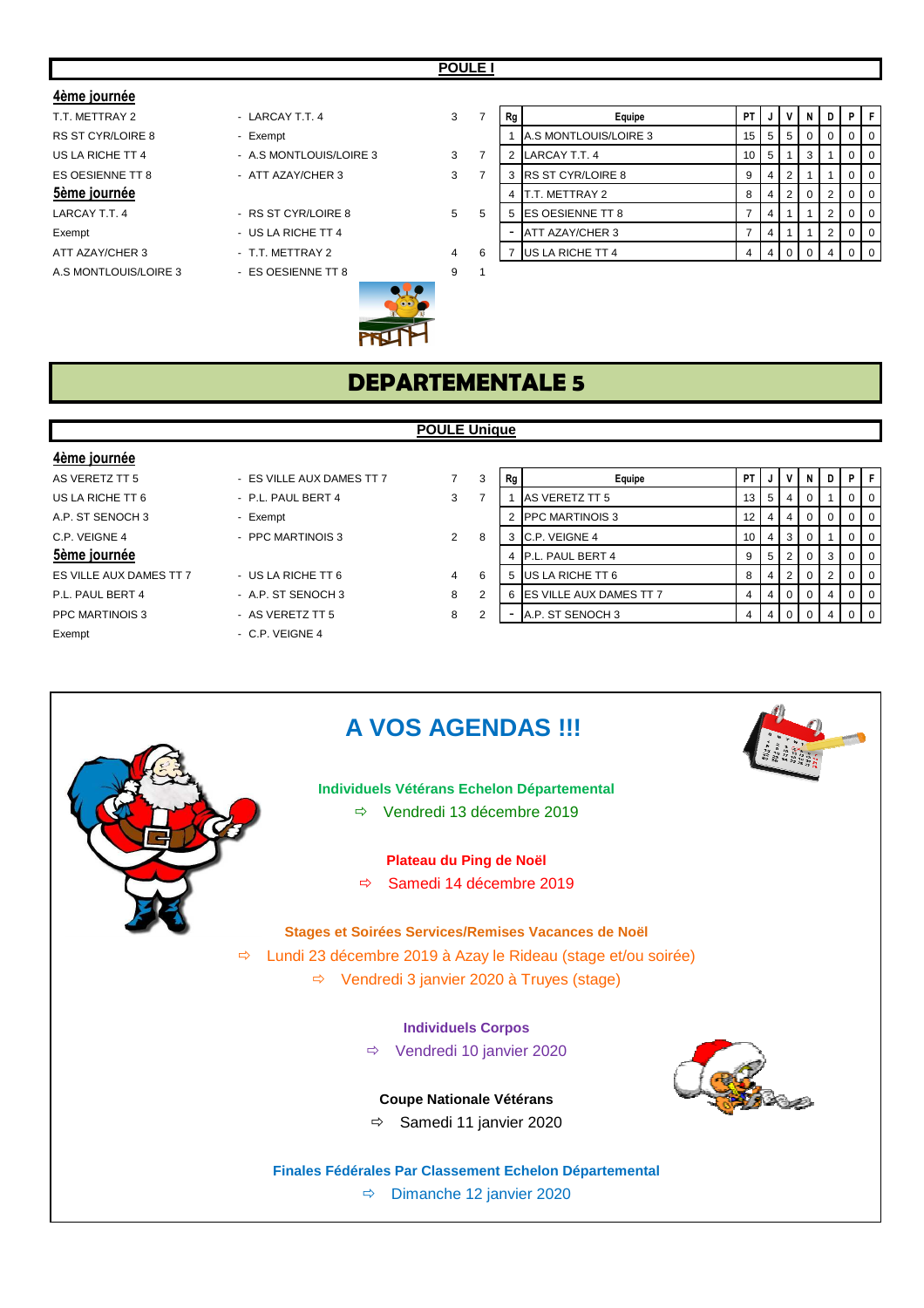## POULE I

**4ème journée**

| | | | |
|---|---|---|---|
| T.T. METTRAY 2 | - LARCAY T.T. 4 | 3 | 7 |
| RS ST CYR/LOIRE 8 | - Exempt | | |
| US LA RICHE TT 4 | - A.S MONTLOUIS/LOIRE 3 | 3 | 7 |
| ES OESIENNE TT 8 | - ATT AZAY/CHER 3 | 3 | 7 |

**5ème journée**

| | | | |
|---|---|---|---|
| LARCAY T.T. 4 | - RS ST CYR/LOIRE 8 | 5 | 5 |
| Exempt | - US LA RICHE TT 4 | | |
| ATT AZAY/CHER 3 | - T.T. METTRAY 2 | 4 | 6 |
| A.S MONTLOUIS/LOIRE 3 | - ES OESIENNE TT 8 | 9 | 1 |

| Rg | Equipe | PT | J | V | N | D | P | F |
|---|---|---|---|---|---|---|---|---|
| 1 | A.S MONTLOUIS/LOIRE 3 | 15 | 5 | 5 | 0 | 0 | 0 | 0 |
| 2 | LARCAY T.T. 4 | 10 | 5 | 1 | 3 | 1 | 0 | 0 |
| 3 | RS ST CYR/LOIRE 8 | 9 | 4 | 2 | 1 | 1 | 0 | 0 |
| 4 | T.T. METTRAY 2 | 8 | 4 | 2 | 0 | 2 | 0 | 0 |
| 5 | ES OESIENNE TT 8 | 7 | 4 | 1 | 1 | 2 | 0 | 0 |
| - | ATT AZAY/CHER 3 | 7 | 4 | 1 | 1 | 2 | 0 | 0 |
| 7 | US LA RICHE TT 4 | 4 | 4 | 0 | 0 | 4 | 0 | 0 |

# DEPARTEMENTALE 5

## POULE Unique

**4ème journée**

| | | | |
|---|---|---|---|
| AS VERETZ TT 5 | - ES VILLE AUX DAMES TT 7 | 7 | 3 |
| US LA RICHE TT 6 | - P.L. PAUL BERT 4 | 3 | 7 |
| A.P. ST SENOCH 3 | - Exempt | | |
| C.P. VEIGNE 4 | - PPC MARTINOIS 3 | 2 | 8 |

**5ème journée**

| | | | |
|---|---|---|---|
| ES VILLE AUX DAMES TT 7 | - US LA RICHE TT 6 | 4 | 6 |
| P.L. PAUL BERT 4 | - A.P. ST SENOCH 3 | 8 | 2 |
| PPC MARTINOIS 3 | - AS VERETZ TT 5 | 8 | 2 |
| Exempt | - C.P. VEIGNE 4 | | |

| Rg | Equipe | PT | J | V | N | D | P | F |
|---|---|---|---|---|---|---|---|---|
| 1 | AS VERETZ TT 5 | 13 | 5 | 4 | 0 | 1 | 0 | 0 |
| 2 | PPC MARTINOIS 3 | 12 | 4 | 4 | 0 | 0 | 0 | 0 |
| 3 | C.P. VEIGNE 4 | 10 | 4 | 3 | 0 | 1 | 0 | 0 |
| 4 | P.L. PAUL BERT 4 | 9 | 5 | 2 | 0 | 3 | 0 | 0 |
| 5 | US LA RICHE TT 6 | 8 | 4 | 2 | 0 | 2 | 0 | 0 |
| 6 | ES VILLE AUX DAMES TT 7 | 4 | 4 | 0 | 0 | 4 | 0 | 0 |
| - | A.P. ST SENOCH 3 | 4 | 4 | 0 | 0 | 4 | 0 | 0 |

# A VOS AGENDAS !!!

**Individuels Vétérans Echelon Départemental**

⇨ Vendredi 13 décembre 2019

**Plateau du Ping de Noël**

⇨ Samedi 14 décembre 2019

**Stages et Soirées Services/Remises Vacances de Noël**

⇨ Lundi 23 décembre 2019 à Azay le Rideau (stage et/ou soirée)

⇨ Vendredi 3 janvier 2020 à Truyes (stage)

**Individuels Corpos**

⇨ Vendredi 10 janvier 2020

**Coupe Nationale Vétérans**

⇨ Samedi 11 janvier 2020

**Finales Fédérales Par Classement Echelon Départemental**

⇨ Dimanche 12 janvier 2020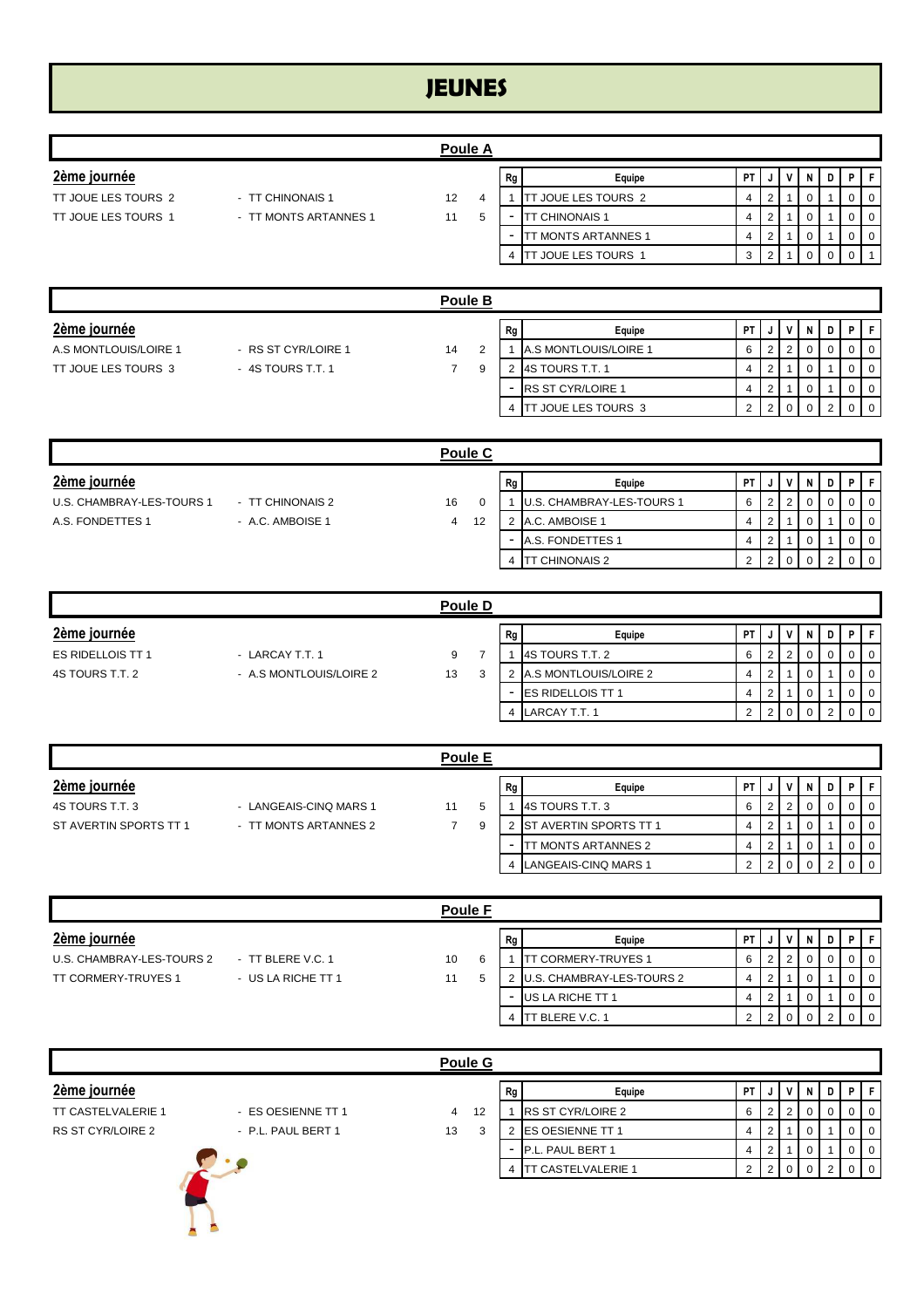# JEUNES

## Poule A

**2ème journée**

| | | | |
|---|---|---|---|
| TT JOUE LES TOURS 2 | - TT CHINONAIS 1 | 12 | 4 |
| TT JOUE LES TOURS 1 | - TT MONTS ARTANNES 1 | 11 | 5 |

| Rg | Equipe | PT | J | V | N | D | P | F |
|---|---|---|---|---|---|---|---|---|
| 1 | TT JOUE LES TOURS 2 | 4 | 2 | 1 | 0 | 1 | 0 | 0 |
| - | TT CHINONAIS 1 | 4 | 2 | 1 | 0 | 1 | 0 | 0 |
| - | TT MONTS ARTANNES 1 | 4 | 2 | 1 | 0 | 1 | 0 | 0 |
| 4 | TT JOUE LES TOURS 1 | 3 | 2 | 1 | 0 | 0 | 0 | 1 |

## Poule B

**2ème journée**

| | | | |
|---|---|---|---|
| A.S MONTLOUIS/LOIRE 1 | - RS ST CYR/LOIRE 1 | 14 | 2 |
| TT JOUE LES TOURS 3 | - 4S TOURS T.T. 1 | 7 | 9 |

| Rg | Equipe | PT | J | V | N | D | P | F |
|---|---|---|---|---|---|---|---|---|
| 1 | A.S MONTLOUIS/LOIRE 1 | 6 | 2 | 2 | 0 | 0 | 0 | 0 |
| 2 | 4S TOURS T.T. 1 | 4 | 2 | 1 | 0 | 1 | 0 | 0 |
| - | RS ST CYR/LOIRE 1 | 4 | 2 | 1 | 0 | 1 | 0 | 0 |
| 4 | TT JOUE LES TOURS 3 | 2 | 2 | 0 | 0 | 2 | 0 | 0 |

## Poule C

**2ème journée**

| | | | |
|---|---|---|---|
| U.S. CHAMBRAY-LES-TOURS 1 | - TT CHINONAIS 2 | 16 | 0 |
| A.S. FONDETTES 1 | - A.C. AMBOISE 1 | 4 | 12 |

| Rg | Equipe | PT | J | V | N | D | P | F |
|---|---|---|---|---|---|---|---|---|
| 1 | U.S. CHAMBRAY-LES-TOURS 1 | 6 | 2 | 2 | 0 | 0 | 0 | 0 |
| 2 | A.C. AMBOISE 1 | 4 | 2 | 1 | 0 | 1 | 0 | 0 |
| - | A.S. FONDETTES 1 | 4 | 2 | 1 | 0 | 1 | 0 | 0 |
| 4 | TT CHINONAIS 2 | 2 | 2 | 0 | 0 | 2 | 0 | 0 |

## Poule D

**2ème journée**

| | | | |
|---|---|---|---|
| ES RIDELLOIS TT 1 | - LARCAY T.T. 1 | 9 | 7 |
| 4S TOURS T.T. 2 | - A.S MONTLOUIS/LOIRE 2 | 13 | 3 |

| Rg | Equipe | PT | J | V | N | D | P | F |
|---|---|---|---|---|---|---|---|---|
| 1 | 4S TOURS T.T. 2 | 6 | 2 | 2 | 0 | 0 | 0 | 0 |
| 2 | A.S MONTLOUIS/LOIRE 2 | 4 | 2 | 1 | 0 | 1 | 0 | 0 |
| - | ES RIDELLOIS TT 1 | 4 | 2 | 1 | 0 | 1 | 0 | 0 |
| 4 | LARCAY T.T. 1 | 2 | 2 | 0 | 0 | 2 | 0 | 0 |

## Poule E

**2ème journée**

| | | | |
|---|---|---|---|
| 4S TOURS T.T. 3 | - LANGEAIS-CINQ MARS 1 | 11 | 5 |
| ST AVERTIN SPORTS TT 1 | - TT MONTS ARTANNES 2 | 7 | 9 |

| Rg | Equipe | PT | J | V | N | D | P | F |
|---|---|---|---|---|---|---|---|---|
| 1 | 4S TOURS T.T. 3 | 6 | 2 | 2 | 0 | 0 | 0 | 0 |
| 2 | ST AVERTIN SPORTS TT 1 | 4 | 2 | 1 | 0 | 1 | 0 | 0 |
| - | TT MONTS ARTANNES 2 | 4 | 2 | 1 | 0 | 1 | 0 | 0 |
| 4 | LANGEAIS-CINQ MARS 1 | 2 | 2 | 0 | 0 | 2 | 0 | 0 |

## Poule F

**2ème journée**

| | | | |
|---|---|---|---|
| U.S. CHAMBRAY-LES-TOURS 2 | - TT BLERE V.C. 1 | 10 | 6 |
| TT CORMERY-TRUYES 1 | - US LA RICHE TT 1 | 11 | 5 |

| Rg | Equipe | PT | J | V | N | D | P | F |
|---|---|---|---|---|---|---|---|---|
| 1 | TT CORMERY-TRUYES 1 | 6 | 2 | 2 | 0 | 0 | 0 | 0 |
| 2 | U.S. CHAMBRAY-LES-TOURS 2 | 4 | 2 | 1 | 0 | 1 | 0 | 0 |
| - | US LA RICHE TT 1 | 4 | 2 | 1 | 0 | 1 | 0 | 0 |
| 4 | TT BLERE V.C. 1 | 2 | 2 | 0 | 0 | 2 | 0 | 0 |

## Poule G

**2ème journée**

| | | | |
|---|---|---|---|
| TT CASTELVALERIE 1 | - ES OESIENNE TT 1 | 4 | 12 |
| RS ST CYR/LOIRE 2 | - P.L. PAUL BERT 1 | 13 | 3 |

| Rg | Equipe | PT | J | V | N | D | P | F |
|---|---|---|---|---|---|---|---|---|
| 1 | RS ST CYR/LOIRE 2 | 6 | 2 | 2 | 0 | 0 | 0 | 0 |
| 2 | ES OESIENNE TT 1 | 4 | 2 | 1 | 0 | 1 | 0 | 0 |
| - | P.L. PAUL BERT 1 | 4 | 2 | 1 | 0 | 1 | 0 | 0 |
| 4 | TT CASTELVALERIE 1 | 2 | 2 | 0 | 0 | 2 | 0 | 0 |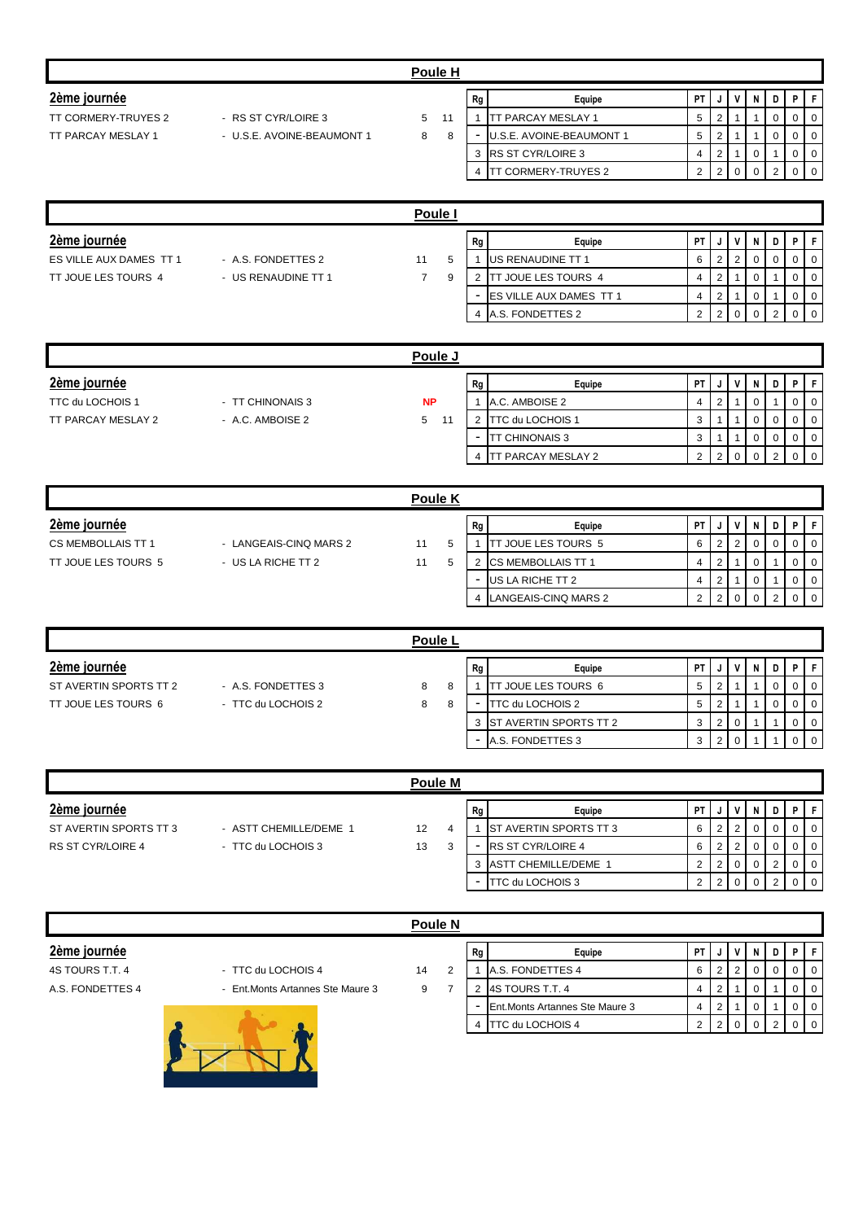## Poule H

### 2ème journée

| Équipe | Adversaire | Score | |
|---|---|---|---|
| TT CORMERY-TRUYES 2 | - RS ST CYR/LOIRE 3 | 5 | 11 |
| TT PARCAY MESLAY 1 | - U.S.E. AVOINE-BEAUMONT 1 | 8 | 8 |

| Rg | Equipe | PT | J | V | N | D | P | F |
|---|---|---|---|---|---|---|---|---|
| 1 | TT PARCAY MESLAY 1 | 5 | 2 | 1 | 1 | 0 | 0 | 0 |
| - | U.S.E. AVOINE-BEAUMONT 1 | 5 | 2 | 1 | 1 | 0 | 0 | 0 |
| 3 | RS ST CYR/LOIRE 3 | 4 | 2 | 1 | 0 | 1 | 0 | 0 |
| 4 | TT CORMERY-TRUYES 2 | 2 | 2 | 0 | 0 | 2 | 0 | 0 |

## Poule I

### 2ème journée

| Équipe | Adversaire | Score | |
|---|---|---|---|
| ES VILLE AUX DAMES TT 1 | - A.S. FONDETTES 2 | 11 | 5 |
| TT JOUE LES TOURS 4 | - US RENAUDINE TT 1 | 7 | 9 |

| Rg | Equipe | PT | J | V | N | D | P | F |
|---|---|---|---|---|---|---|---|---|
| 1 | US RENAUDINE TT 1 | 6 | 2 | 2 | 0 | 0 | 0 | 0 |
| 2 | TT JOUE LES TOURS 4 | 4 | 2 | 1 | 0 | 1 | 0 | 0 |
| - | ES VILLE AUX DAMES TT 1 | 4 | 2 | 1 | 0 | 1 | 0 | 0 |
| 4 | A.S. FONDETTES 2 | 2 | 2 | 0 | 0 | 2 | 0 | 0 |

## Poule J

### 2ème journée

| Équipe | Adversaire | Score | |
|---|---|---|---|
| TTC du LOCHOIS 1 | - TT CHINONAIS 3 | NP | |
| TT PARCAY MESLAY 2 | - A.C. AMBOISE 2 | 5 | 11 |

| Rg | Equipe | PT | J | V | N | D | P | F |
|---|---|---|---|---|---|---|---|---|
| 1 | A.C. AMBOISE 2 | 4 | 2 | 1 | 0 | 1 | 0 | 0 |
| 2 | TTC du LOCHOIS 1 | 3 | 1 | 1 | 0 | 0 | 0 | 0 |
| - | TT CHINONAIS 3 | 3 | 1 | 1 | 0 | 0 | 0 | 0 |
| 4 | TT PARCAY MESLAY 2 | 2 | 2 | 0 | 0 | 2 | 0 | 0 |

## Poule K

### 2ème journée

| Équipe | Adversaire | Score | |
|---|---|---|---|
| CS MEMBOLLAIS TT 1 | - LANGEAIS-CINQ MARS 2 | 11 | 5 |
| TT JOUE LES TOURS 5 | - US LA RICHE TT 2 | 11 | 5 |

| Rg | Equipe | PT | J | V | N | D | P | F |
|---|---|---|---|---|---|---|---|---|
| 1 | TT JOUE LES TOURS 5 | 6 | 2 | 2 | 0 | 0 | 0 | 0 |
| 2 | CS MEMBOLLAIS TT 1 | 4 | 2 | 1 | 0 | 1 | 0 | 0 |
| - | US LA RICHE TT 2 | 4 | 2 | 1 | 0 | 1 | 0 | 0 |
| 4 | LANGEAIS-CINQ MARS 2 | 2 | 2 | 0 | 0 | 2 | 0 | 0 |

## Poule L

### 2ème journée

| Équipe | Adversaire | Score | |
|---|---|---|---|
| ST AVERTIN SPORTS TT 2 | - A.S. FONDETTES 3 | 8 | 8 |
| TT JOUE LES TOURS 6 | - TTC du LOCHOIS 2 | 8 | 8 |

| Rg | Equipe | PT | J | V | N | D | P | F |
|---|---|---|---|---|---|---|---|---|
| 1 | TT JOUE LES TOURS 6 | 5 | 2 | 1 | 1 | 0 | 0 | 0 |
| - | TTC du LOCHOIS 2 | 5 | 2 | 1 | 1 | 0 | 0 | 0 |
| 3 | ST AVERTIN SPORTS TT 2 | 3 | 2 | 0 | 1 | 1 | 0 | 0 |
| - | A.S. FONDETTES 3 | 3 | 2 | 0 | 1 | 1 | 0 | 0 |

## Poule M

### 2ème journée

| Équipe | Adversaire | Score | |
|---|---|---|---|
| ST AVERTIN SPORTS TT 3 | - ASTT CHEMILLE/DEME 1 | 12 | 4 |
| RS ST CYR/LOIRE 4 | - TTC du LOCHOIS 3 | 13 | 3 |

| Rg | Equipe | PT | J | V | N | D | P | F |
|---|---|---|---|---|---|---|---|---|
| 1 | ST AVERTIN SPORTS TT 3 | 6 | 2 | 2 | 0 | 0 | 0 | 0 |
| - | RS ST CYR/LOIRE 4 | 6 | 2 | 2 | 0 | 0 | 0 | 0 |
| 3 | ASTT CHEMILLE/DEME 1 | 2 | 2 | 0 | 0 | 2 | 0 | 0 |
| - | TTC du LOCHOIS 3 | 2 | 2 | 0 | 0 | 2 | 0 | 0 |

## Poule N

### 2ème journée

| Équipe | Adversaire | Score | |
|---|---|---|---|
| 4S TOURS T.T. 4 | - TTC du LOCHOIS 4 | 14 | 2 |
| A.S. FONDETTES 4 | - Ent.Monts Artannes Ste Maure 3 | 9 | 7 |

| Rg | Equipe | PT | J | V | N | D | P | F |
|---|---|---|---|---|---|---|---|---|
| 1 | A.S. FONDETTES 4 | 6 | 2 | 2 | 0 | 0 | 0 | 0 |
| 2 | 4S TOURS T.T. 4 | 4 | 2 | 1 | 0 | 1 | 0 | 0 |
| - | Ent.Monts Artannes Ste Maure 3 | 4 | 2 | 1 | 0 | 1 | 0 | 0 |
| 4 | TTC du LOCHOIS 4 | 2 | 2 | 0 | 0 | 2 | 0 | 0 |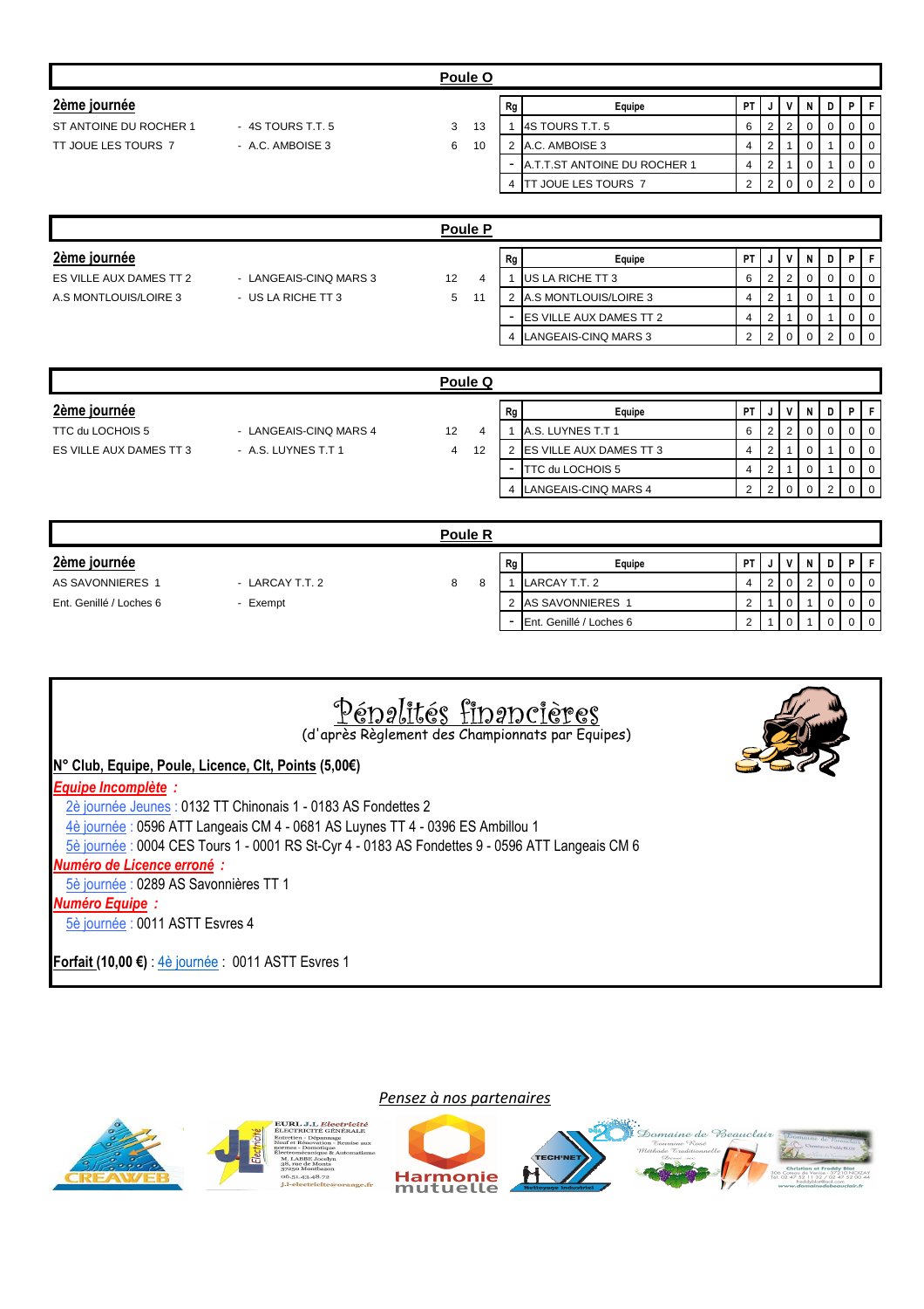## Poule O

### 2ème journée

| | | | |
|---|---|---|---|
| ST ANTOINE DU ROCHER 1 | - 4S TOURS T.T. 5 | 3 | 13 |
| TT JOUE LES TOURS 7 | - A.C. AMBOISE 3 | 6 | 10 |

| Rg | Equipe | PT | J | V | N | D | P | F |
|---|---|---|---|---|---|---|---|---|
| 1 | 4S TOURS T.T. 5 | 6 | 2 | 2 | 0 | 0 | 0 | 0 |
| 2 | A.C. AMBOISE 3 | 4 | 2 | 1 | 0 | 1 | 0 | 0 |
| - | A.T.T.ST ANTOINE DU ROCHER 1 | 4 | 2 | 1 | 0 | 1 | 0 | 0 |
| 4 | TT JOUE LES TOURS 7 | 2 | 2 | 0 | 0 | 2 | 0 | 0 |

## Poule P

### 2ème journée

| | | | |
|---|---|---|---|
| ES VILLE AUX DAMES TT 2 | - LANGEAIS-CINQ MARS 3 | 12 | 4 |
| A.S MONTLOUIS/LOIRE 3 | - US LA RICHE TT 3 | 5 | 11 |

| Rg | Equipe | PT | J | V | N | D | P | F |
|---|---|---|---|---|---|---|---|---|
| 1 | US LA RICHE TT 3 | 6 | 2 | 2 | 0 | 0 | 0 | 0 |
| 2 | A.S MONTLOUIS/LOIRE 3 | 4 | 2 | 1 | 0 | 1 | 0 | 0 |
| - | ES VILLE AUX DAMES TT 2 | 4 | 2 | 1 | 0 | 1 | 0 | 0 |
| 4 | LANGEAIS-CINQ MARS 3 | 2 | 2 | 0 | 0 | 2 | 0 | 0 |

## Poule Q

### 2ème journée

| | | | |
|---|---|---|---|
| TTC du LOCHOIS 5 | - LANGEAIS-CINQ MARS 4 | 12 | 4 |
| ES VILLE AUX DAMES TT 3 | - A.S. LUYNES T.T 1 | 4 | 12 |

| Rg | Equipe | PT | J | V | N | D | P | F |
|---|---|---|---|---|---|---|---|---|
| 1 | A.S. LUYNES T.T 1 | 6 | 2 | 2 | 0 | 0 | 0 | 0 |
| 2 | ES VILLE AUX DAMES TT 3 | 4 | 2 | 1 | 0 | 1 | 0 | 0 |
| - | TTC du LOCHOIS 5 | 4 | 2 | 1 | 0 | 1 | 0 | 0 |
| 4 | LANGEAIS-CINQ MARS 4 | 2 | 2 | 0 | 0 | 2 | 0 | 0 |

## Poule R

### 2ème journée

| | | | |
|---|---|---|---|
| AS SAVONNIERES 1 | - LARCAY T.T. 2 | 8 | 8 |
| Ent. Genillé / Loches 6 | - Exempt | | |

| Rg | Equipe | PT | J | V | N | D | P | F |
|---|---|---|---|---|---|---|---|---|
| 1 | LARCAY T.T. 2 | 4 | 2 | 0 | 2 | 0 | 0 | 0 |
| 2 | AS SAVONNIERES 1 | 2 | 1 | 0 | 1 | 0 | 0 | 0 |
| - | Ent. Genillé / Loches 6 | 2 | 1 | 0 | 1 | 0 | 0 | 0 |

## Pénalités financières

(d'après Règlement des Championnats par Equipes)

**N° Club, Equipe, Poule, Licence, Clt, Points (5,00€)**

***Equipe Incomplète :***

2è journée Jeunes : 0132 TT Chinonais 1 - 0183 AS Fondettes 2

4è journée : 0596 ATT Langeais CM 4 - 0681 AS Luynes TT 4 - 0396 ES Ambillou 1

5è journée : 0004 CES Tours 1 - 0001 RS St-Cyr 4 - 0183 AS Fondettes 9 - 0596 ATT Langeais CM 6

***Numéro de Licence erroné :***

5è journée : 0289 AS Savonnières TT 1

***Numéro Equipe :***

5è journée : 0011 ASTT Esvres 4

**Forfait (10,00 €)** : 4è journée : 0011 ASTT Esvres 1

*Pensez à nos partenaires*